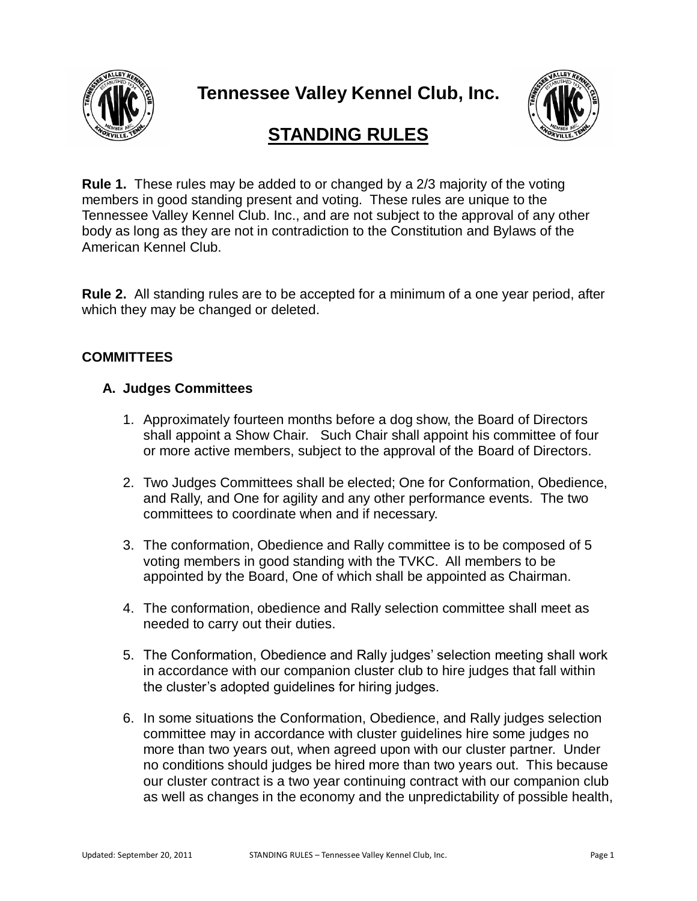# Tennessee Valley Kennel Club, Inc.

## STANDING RULES

**Rule 1.** These rules may be added to or changed by a 2/3 majority of the voting members in good standing present and voting. These rules are unique to the Tennessee Valley Kennel Club. Inc., and are not subject to the approval of any other body as long as they are not in contradiction to the Constitution and Bylaws of the American Kennel Club.

**Rule 2.** All standing rules are to be accepted for a minimum of a one year period, after which they may be changed or deleted.

### COMMITTEES

#### A. Judges Committees

1. Approximately fourteen months before a dog show, the Board of Directors shall appoint a Show Chair. Such Chair shall appoint his committee of four or more active members, subject to the approval of the Board of Directors.
2. Two Judges Committees shall be elected; One for Conformation, Obedience, and Rally, and One for agility and any other performance events. The two committees to coordinate when and if necessary.
3. The conformation, Obedience and Rally committee is to be composed of 5 voting members in good standing with the TVKC. All members to be appointed by the Board, One of which shall be appointed as Chairman.
4. The conformation, obedience and Rally selection committee shall meet as needed to carry out their duties.
5. The Conformation, Obedience and Rally judges' selection meeting shall work in accordance with our companion cluster club to hire judges that fall within the cluster's adopted guidelines for hiring judges.
6. In some situations the Conformation, Obedience, and Rally judges selection committee may in accordance with cluster guidelines hire some judges no more than two years out, when agreed upon with our cluster partner. Under no conditions should judges be hired more than two years out. This because our cluster contract is a two year continuing contract with our companion club as well as changes in the economy and the unpredictability of possible health,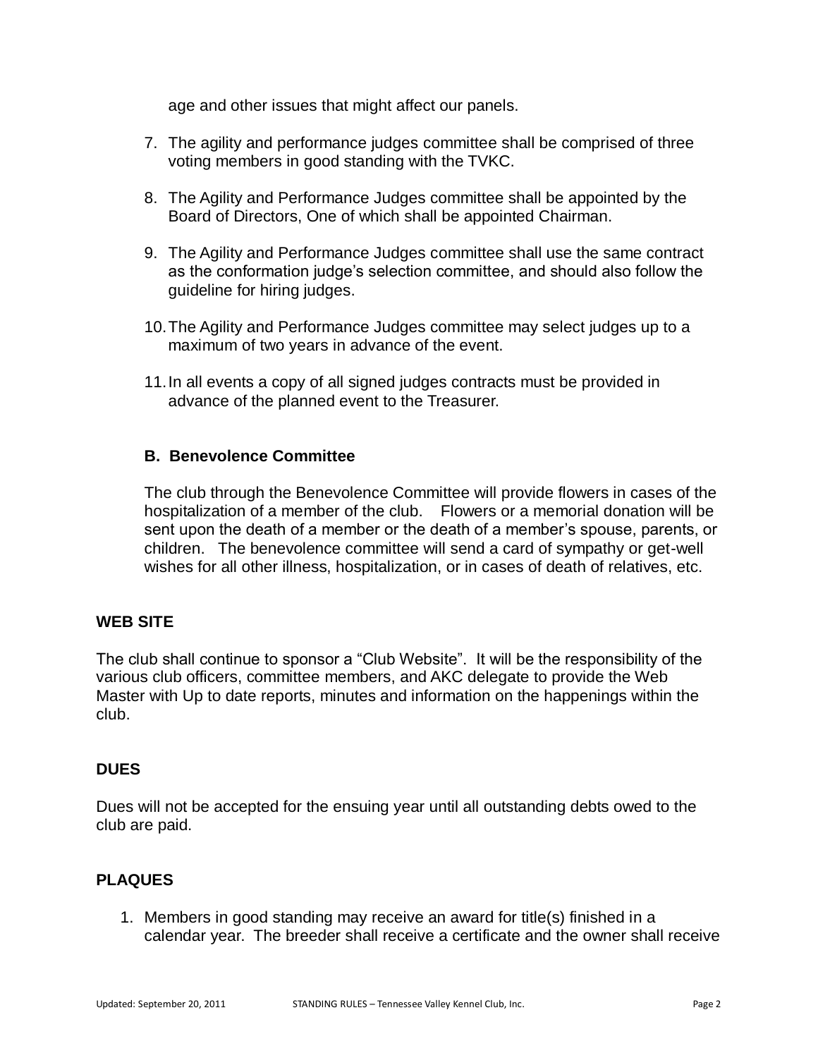age and other issues that might affect our panels.

7. The agility and performance judges committee shall be comprised of three voting members in good standing with the TVKC.

8. The Agility and Performance Judges committee shall be appointed by the Board of Directors, One of which shall be appointed Chairman.

9. The Agility and Performance Judges committee shall use the same contract as the conformation judge's selection committee, and should also follow the guideline for hiring judges.

10. The Agility and Performance Judges committee may select judges up to a maximum of two years in advance of the event.

11. In all events a copy of all signed judges contracts must be provided in advance of the planned event to the Treasurer.

### B. Benevolence Committee

The club through the Benevolence Committee will provide flowers in cases of the hospitalization of a member of the club. Flowers or a memorial donation will be sent upon the death of a member or the death of a member's spouse, parents, or children. The benevolence committee will send a card of sympathy or get-well wishes for all other illness, hospitalization, or in cases of death of relatives, etc.

## WEB SITE

The club shall continue to sponsor a "Club Website". It will be the responsibility of the various club officers, committee members, and AKC delegate to provide the Web Master with Up to date reports, minutes and information on the happenings within the club.

## DUES

Dues will not be accepted for the ensuing year until all outstanding debts owed to the club are paid.

## PLAQUES

1. Members in good standing may receive an award for title(s) finished in a calendar year. The breeder shall receive a certificate and the owner shall receive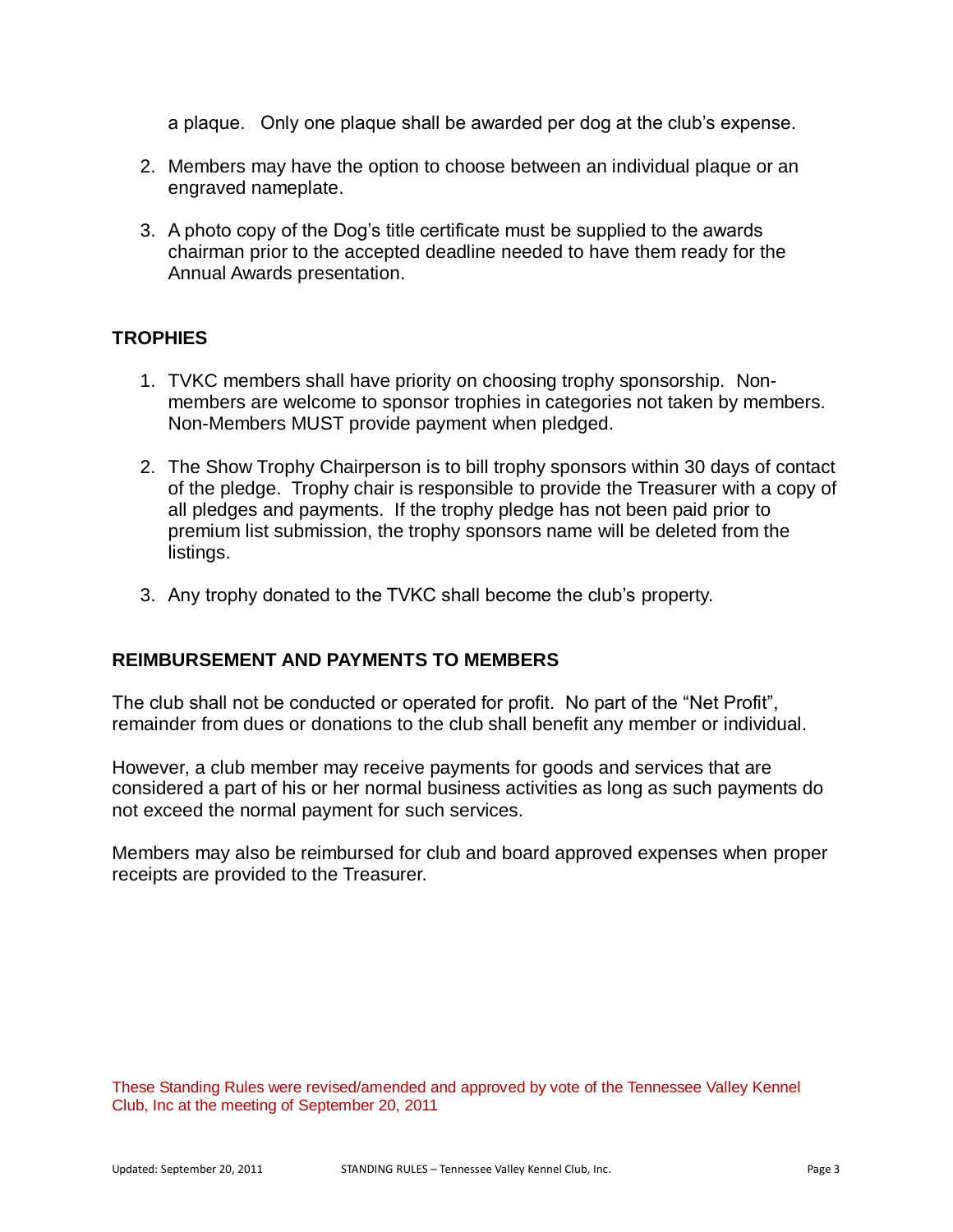a plaque. Only one plaque shall be awarded per dog at the club's expense.

2. Members may have the option to choose between an individual plaque or an engraved nameplate.

3. A photo copy of the Dog's title certificate must be supplied to the awards chairman prior to the accepted deadline needed to have them ready for the Annual Awards presentation.

## TROPHIES

1. TVKC members shall have priority on choosing trophy sponsorship. Non-members are welcome to sponsor trophies in categories not taken by members. Non-Members MUST provide payment when pledged.

2. The Show Trophy Chairperson is to bill trophy sponsors within 30 days of contact of the pledge. Trophy chair is responsible to provide the Treasurer with a copy of all pledges and payments. If the trophy pledge has not been paid prior to premium list submission, the trophy sponsors name will be deleted from the listings.

3. Any trophy donated to the TVKC shall become the club's property.

## REIMBURSEMENT AND PAYMENTS TO MEMBERS

The club shall not be conducted or operated for profit. No part of the "Net Profit", remainder from dues or donations to the club shall benefit any member or individual.

However, a club member may receive payments for goods and services that are considered a part of his or her normal business activities as long as such payments do not exceed the normal payment for such services.

Members may also be reimbursed for club and board approved expenses when proper receipts are provided to the Treasurer.

These Standing Rules were revised/amended and approved by vote of the Tennessee Valley Kennel Club, Inc at the meeting of September 20, 2011